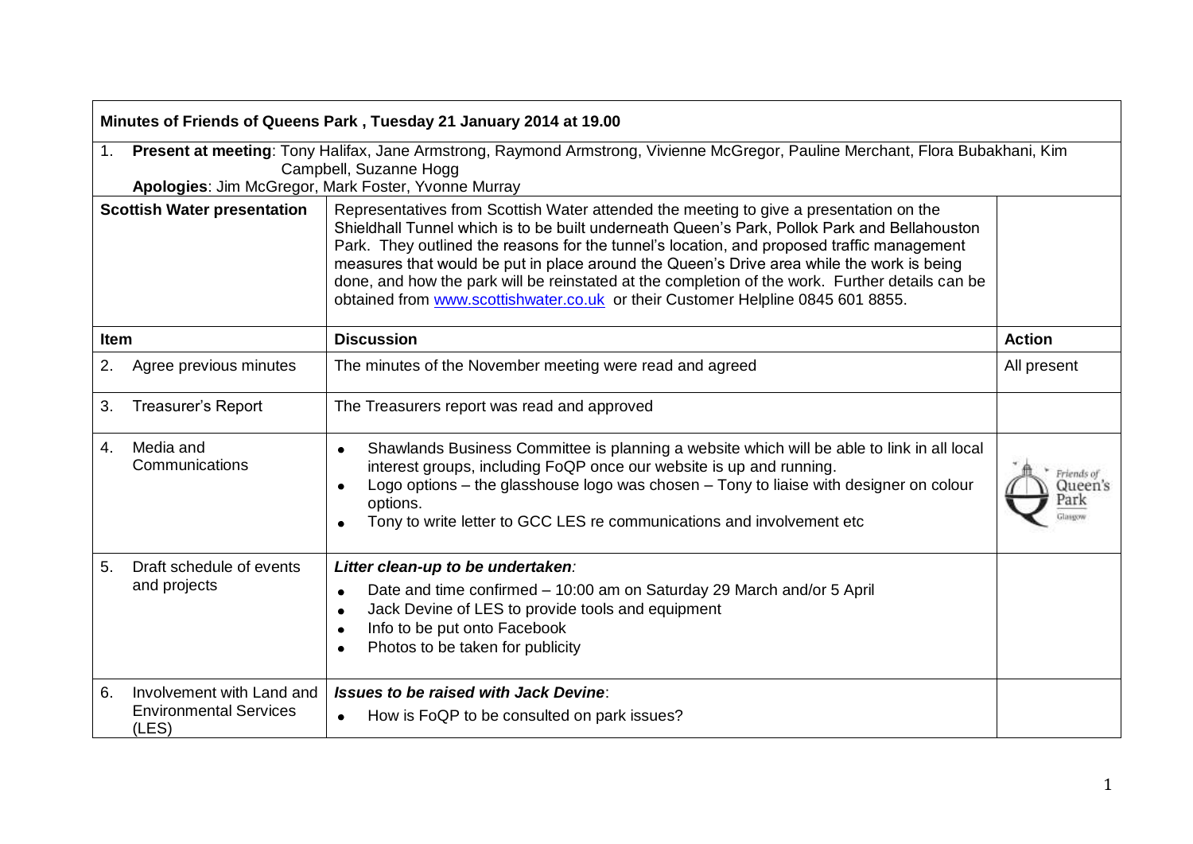**Minutes of Friends of Queens Park , Tuesday 21 January 2014 at 19.00**

| | | |
|---|---|---|
| 1. **Present at meeting**: Tony Halifax, Jane Armstrong, Raymond Armstrong, Vivienne McGregor, Pauline Merchant, Flora Bubakhani, Kim Campbell, Suzanne Hogg<br>**Apologies**: Jim McGregor, Mark Foster, Yvonne Murray | | |
| **Scottish Water presentation** | Representatives from Scottish Water attended the meeting to give a presentation on the Shieldhall Tunnel which is to be built underneath Queen's Park, Pollok Park and Bellahouston Park. They outlined the reasons for the tunnel's location, and proposed traffic management measures that would be put in place around the Queen's Drive area while the work is being done, and how the park will be reinstated at the completion of the work. Further details can be obtained from www.scottishwater.co.uk or their Customer Helpline 0845 601 8855. | |
| **Item** | **Discussion** | **Action** |
| 2. Agree previous minutes | The minutes of the November meeting were read and agreed | All present |
| 3. Treasurer's Report | The Treasurers report was read and approved | |
| 4. Media and Communications | • Shawlands Business Committee is planning a website which will be able to link in all local interest groups, including FoQP once our website is up and running.<br>• Logo options – the glasshouse logo was chosen – Tony to liaise with designer on colour options.<br>• Tony to write letter to GCC LES re communications and involvement etc | Friends of Queen's Park Glasgow |
| 5. Draft schedule of events and projects | ***Litter clean-up to be undertaken**:*<br>• Date and time confirmed – 10:00 am on Saturday 29 March and/or 5 April<br>• Jack Devine of LES to provide tools and equipment<br>• Info to be put onto Facebook<br>• Photos to be taken for publicity | |
| 6. Involvement with Land and Environmental Services (LES) | ***Issues to be raised with Jack Devine***:<br>• How is FoQP to be consulted on park issues? | |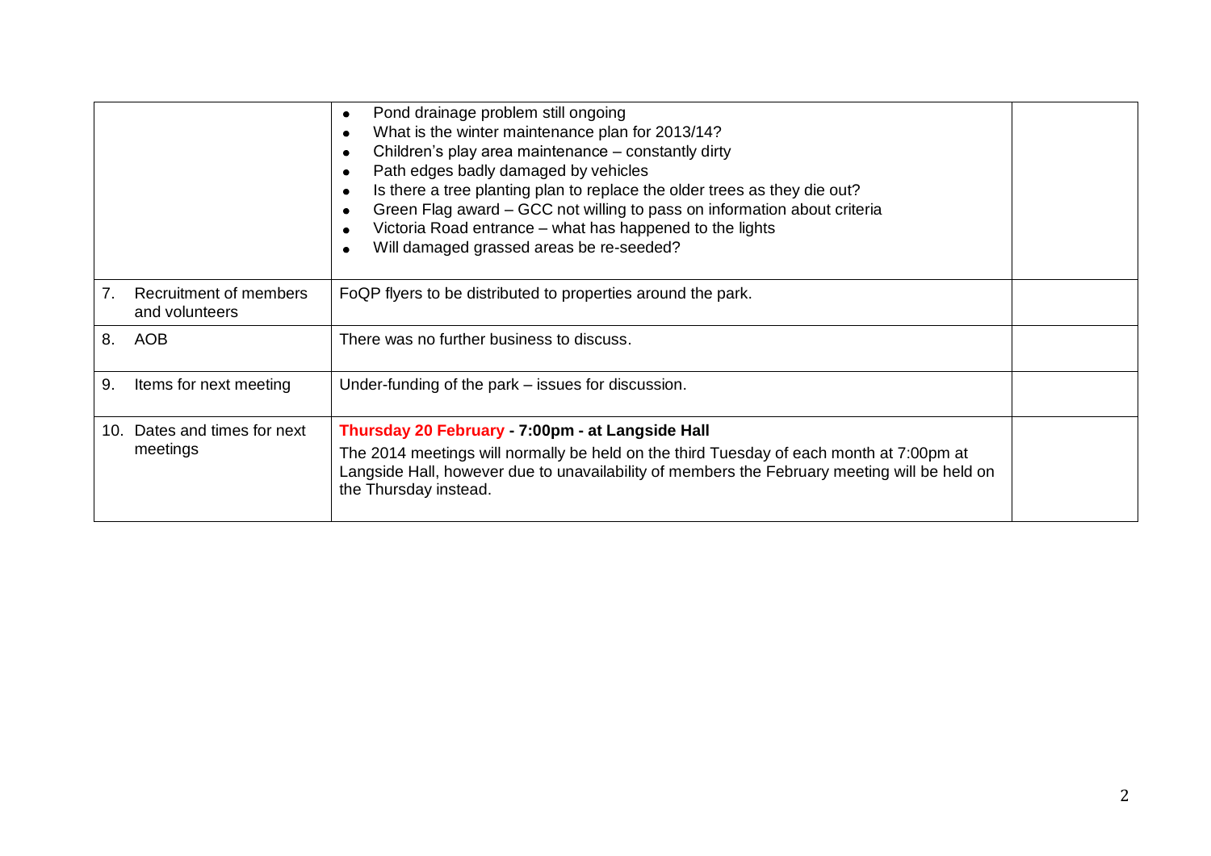| | | |
|---|---|---|
| | • Pond drainage problem still ongoing<br>• What is the winter maintenance plan for 2013/14?<br>• Children's play area maintenance – constantly dirty<br>• Path edges badly damaged by vehicles<br>• Is there a tree planting plan to replace the older trees as they die out?<br>• Green Flag award – GCC not willing to pass on information about criteria<br>• Victoria Road entrance – what has happened to the lights<br>• Will damaged grassed areas be re-seeded? | |
| 7. Recruitment of members and volunteers | FoQP flyers to be distributed to properties around the park. | |
| 8. AOB | There was no further business to discuss. | |
| 9. Items for next meeting | Under-funding of the park – issues for discussion. | |
| 10. Dates and times for next meetings | **Thursday 20 February - 7:00pm - at Langside Hall**<br>The 2014 meetings will normally be held on the third Tuesday of each month at 7:00pm at Langside Hall, however due to unavailability of members the February meeting will be held on the Thursday instead. | |